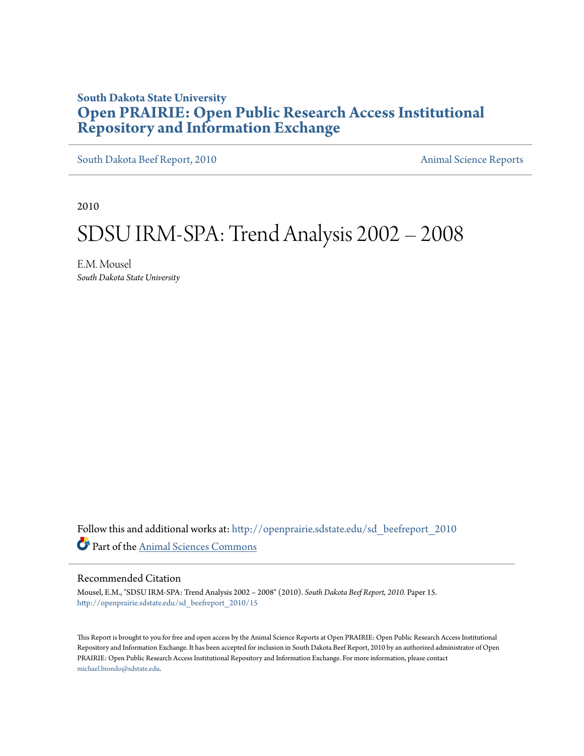**South Dakota State University**

**Open PRAIRIE: Open Public Research Access Institutional Repository and Information Exchange**

South Dakota Beef Report, 2010 | Animal Science Reports

2010

# SDSU IRM-SPA: Trend Analysis 2002 – 2008

E.M. Mousel

*South Dakota State University*

Follow this and additional works at: http://openprairie.sdstate.edu/sd_beefreport_2010

Part of the Animal Sciences Commons

## Recommended Citation

Mousel, E.M., "SDSU IRM-SPA: Trend Analysis 2002 – 2008" (2010). *South Dakota Beef Report, 2010.* Paper 15.
http://openprairie.sdstate.edu/sd_beefreport_2010/15

This Report is brought to you for free and open access by the Animal Science Reports at Open PRAIRIE: Open Public Research Access Institutional Repository and Information Exchange. It has been accepted for inclusion in South Dakota Beef Report, 2010 by an authorized administrator of Open PRAIRIE: Open Public Research Access Institutional Repository and Information Exchange. For more information, please contact michael.biondo@sdstate.edu.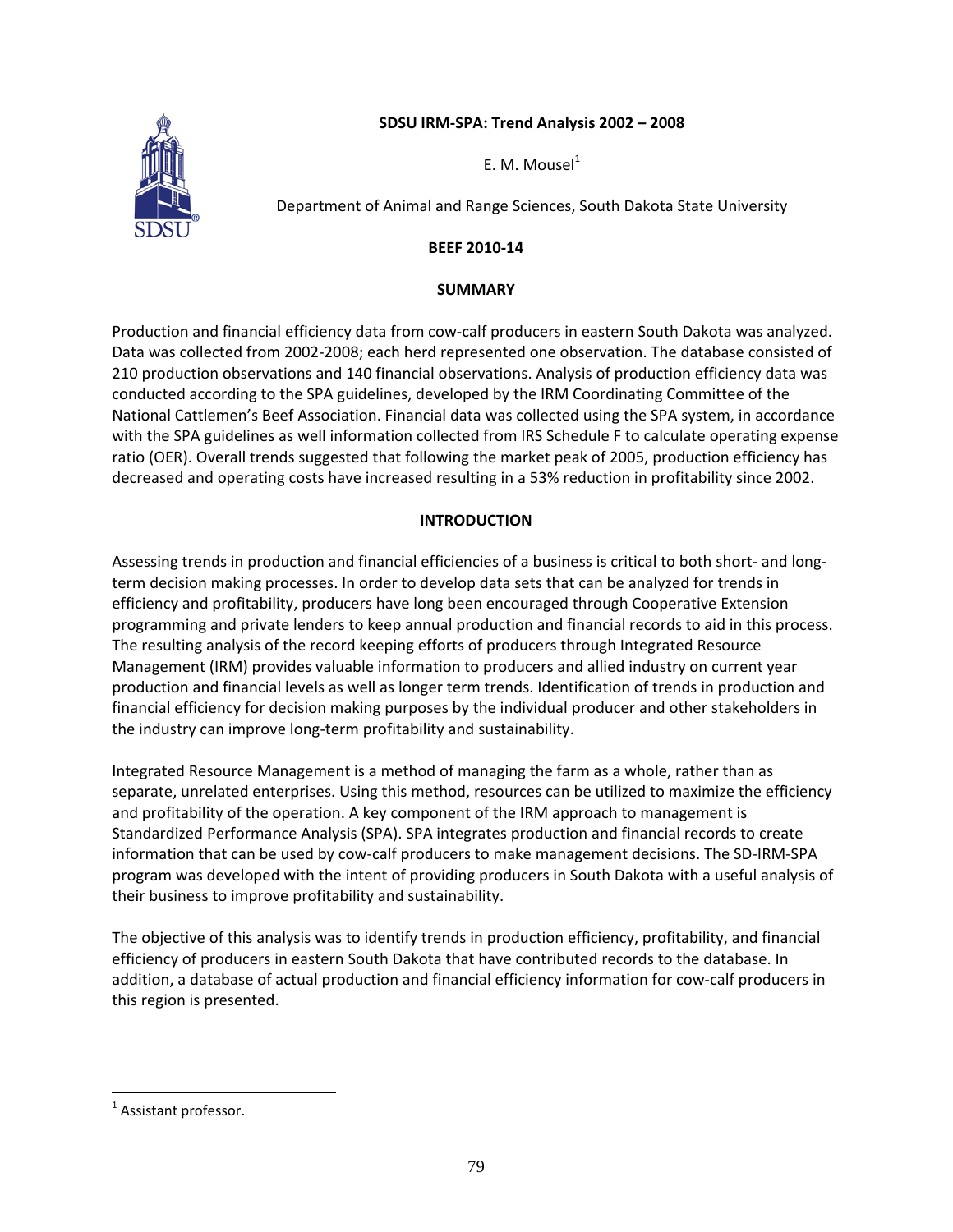# SDSU IRM-SPA: Trend Analysis 2002 – 2008

E. M. Mousel[1]

Department of Animal and Range Sciences, South Dakota State University

**BEEF 2010-14**

## SUMMARY

Production and financial efficiency data from cow-calf producers in eastern South Dakota was analyzed. Data was collected from 2002-2008; each herd represented one observation. The database consisted of 210 production observations and 140 financial observations. Analysis of production efficiency data was conducted according to the SPA guidelines, developed by the IRM Coordinating Committee of the National Cattlemen's Beef Association. Financial data was collected using the SPA system, in accordance with the SPA guidelines as well information collected from IRS Schedule F to calculate operating expense ratio (OER). Overall trends suggested that following the market peak of 2005, production efficiency has decreased and operating costs have increased resulting in a 53% reduction in profitability since 2002.

## INTRODUCTION

Assessing trends in production and financial efficiencies of a business is critical to both short- and long-term decision making processes. In order to develop data sets that can be analyzed for trends in efficiency and profitability, producers have long been encouraged through Cooperative Extension programming and private lenders to keep annual production and financial records to aid in this process. The resulting analysis of the record keeping efforts of producers through Integrated Resource Management (IRM) provides valuable information to producers and allied industry on current year production and financial levels as well as longer term trends. Identification of trends in production and financial efficiency for decision making purposes by the individual producer and other stakeholders in the industry can improve long-term profitability and sustainability.

Integrated Resource Management is a method of managing the farm as a whole, rather than as separate, unrelated enterprises. Using this method, resources can be utilized to maximize the efficiency and profitability of the operation. A key component of the IRM approach to management is Standardized Performance Analysis (SPA). SPA integrates production and financial records to create information that can be used by cow-calf producers to make management decisions. The SD-IRM-SPA program was developed with the intent of providing producers in South Dakota with a useful analysis of their business to improve profitability and sustainability.

The objective of this analysis was to identify trends in production efficiency, profitability, and financial efficiency of producers in eastern South Dakota that have contributed records to the database. In addition, a database of actual production and financial efficiency information for cow-calf producers in this region is presented.

---

[1] Assistant professor.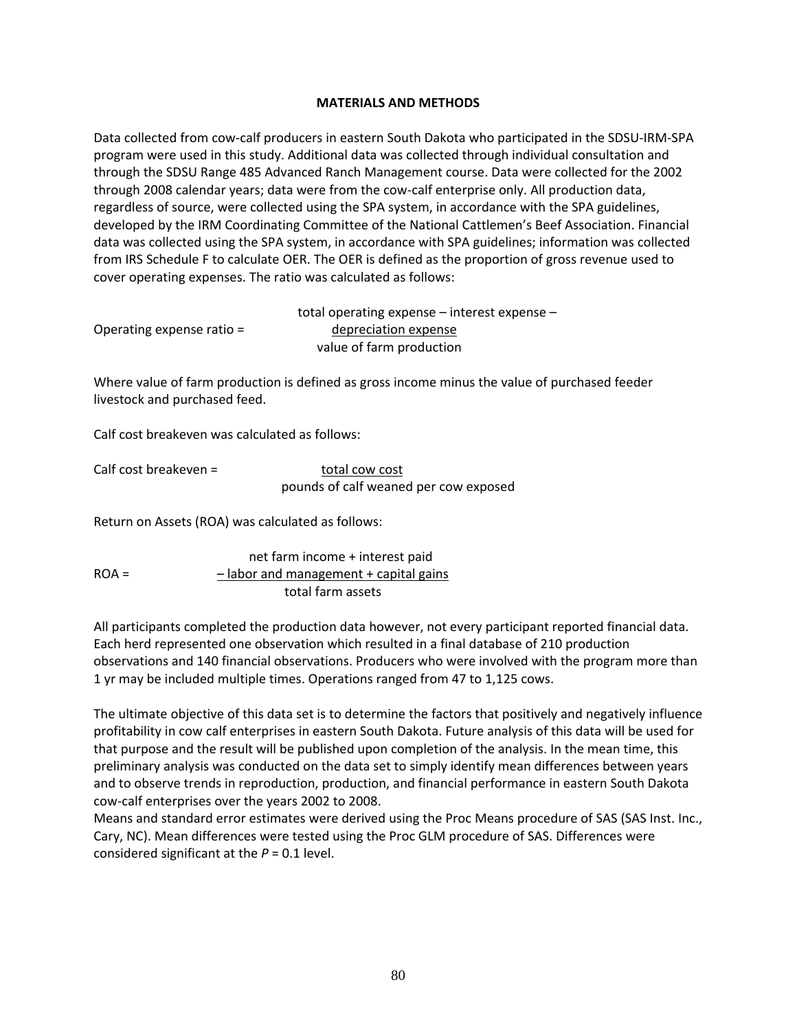## MATERIALS AND METHODS

Data collected from cow-calf producers in eastern South Dakota who participated in the SDSU-IRM-SPA program were used in this study. Additional data was collected through individual consultation and through the SDSU Range 485 Advanced Ranch Management course. Data were collected for the 2002 through 2008 calendar years; data were from the cow-calf enterprise only. All production data, regardless of source, were collected using the SPA system, in accordance with the SPA guidelines, developed by the IRM Coordinating Committee of the National Cattlemen's Beef Association. Financial data was collected using the SPA system, in accordance with SPA guidelines; information was collected from IRS Schedule F to calculate OER. The OER is defined as the proportion of gross revenue used to cover operating expenses. The ratio was calculated as follows:

$$\text{Operating expense ratio} = \frac{\text{total operating expense} - \text{interest expense} - \text{depreciation expense}}{\text{value of farm production}}$$

Where value of farm production is defined as gross income minus the value of purchased feeder livestock and purchased feed.

Calf cost breakeven was calculated as follows:

$$\text{Calf cost breakeven} = \frac{\text{total cow cost}}{\text{pounds of calf weaned per cow exposed}}$$

Return on Assets (ROA) was calculated as follows:

$$\text{ROA} = \frac{\text{net farm income} + \text{interest paid} - \text{labor and management} + \text{capital gains}}{\text{total farm assets}}$$

All participants completed the production data however, not every participant reported financial data. Each herd represented one observation which resulted in a final database of 210 production observations and 140 financial observations. Producers who were involved with the program more than 1 yr may be included multiple times. Operations ranged from 47 to 1,125 cows.

The ultimate objective of this data set is to determine the factors that positively and negatively influence profitability in cow calf enterprises in eastern South Dakota. Future analysis of this data will be used for that purpose and the result will be published upon completion of the analysis. In the mean time, this preliminary analysis was conducted on the data set to simply identify mean differences between years and to observe trends in reproduction, production, and financial performance in eastern South Dakota cow-calf enterprises over the years 2002 to 2008.

Means and standard error estimates were derived using the Proc Means procedure of SAS (SAS Inst. Inc., Cary, NC). Mean differences were tested using the Proc GLM procedure of SAS. Differences were considered significant at the $P = 0.1$ level.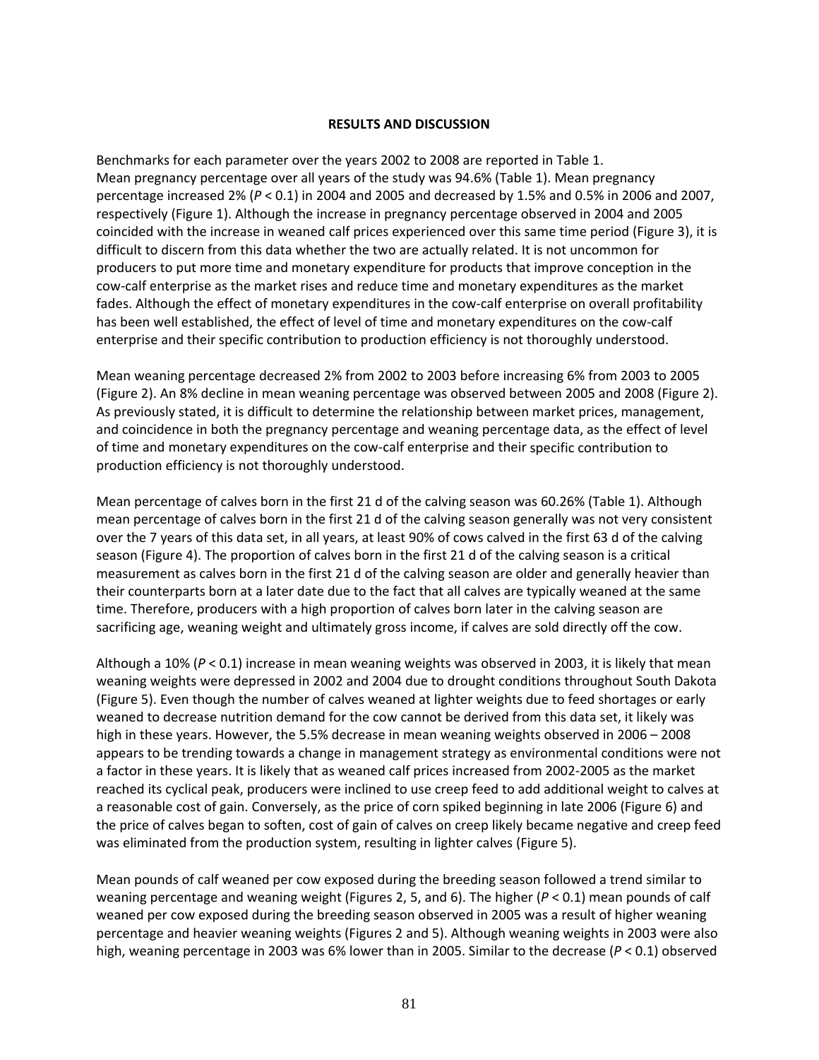## RESULTS AND DISCUSSION

Benchmarks for each parameter over the years 2002 to 2008 are reported in Table 1.
Mean pregnancy percentage over all years of the study was 94.6% (Table 1). Mean pregnancy percentage increased 2% ($P < 0.1$) in 2004 and 2005 and decreased by 1.5% and 0.5% in 2006 and 2007, respectively (Figure 1). Although the increase in pregnancy percentage observed in 2004 and 2005 coincided with the increase in weaned calf prices experienced over this same time period (Figure 3), it is difficult to discern from this data whether the two are actually related. It is not uncommon for producers to put more time and monetary expenditure for products that improve conception in the cow-calf enterprise as the market rises and reduce time and monetary expenditures as the market fades. Although the effect of monetary expenditures in the cow-calf enterprise on overall profitability has been well established, the effect of level of time and monetary expenditures on the cow-calf enterprise and their specific contribution to production efficiency is not thoroughly understood.

Mean weaning percentage decreased 2% from 2002 to 2003 before increasing 6% from 2003 to 2005 (Figure 2). An 8% decline in mean weaning percentage was observed between 2005 and 2008 (Figure 2). As previously stated, it is difficult to determine the relationship between market prices, management, and coincidence in both the pregnancy percentage and weaning percentage data, as the effect of level of time and monetary expenditures on the cow-calf enterprise and their specific contribution to production efficiency is not thoroughly understood.

Mean percentage of calves born in the first 21 d of the calving season was 60.26% (Table 1). Although mean percentage of calves born in the first 21 d of the calving season generally was not very consistent over the 7 years of this data set, in all years, at least 90% of cows calved in the first 63 d of the calving season (Figure 4). The proportion of calves born in the first 21 d of the calving season is a critical measurement as calves born in the first 21 d of the calving season are older and generally heavier than their counterparts born at a later date due to the fact that all calves are typically weaned at the same time. Therefore, producers with a high proportion of calves born later in the calving season are sacrificing age, weaning weight and ultimately gross income, if calves are sold directly off the cow.

Although a 10% ($P < 0.1$) increase in mean weaning weights was observed in 2003, it is likely that mean weaning weights were depressed in 2002 and 2004 due to drought conditions throughout South Dakota (Figure 5). Even though the number of calves weaned at lighter weights due to feed shortages or early weaned to decrease nutrition demand for the cow cannot be derived from this data set, it likely was high in these years. However, the 5.5% decrease in mean weaning weights observed in 2006 – 2008 appears to be trending towards a change in management strategy as environmental conditions were not a factor in these years. It is likely that as weaned calf prices increased from 2002-2005 as the market reached its cyclical peak, producers were inclined to use creep feed to add additional weight to calves at a reasonable cost of gain. Conversely, as the price of corn spiked beginning in late 2006 (Figure 6) and the price of calves began to soften, cost of gain of calves on creep likely became negative and creep feed was eliminated from the production system, resulting in lighter calves (Figure 5).

Mean pounds of calf weaned per cow exposed during the breeding season followed a trend similar to weaning percentage and weaning weight (Figures 2, 5, and 6). The higher ($P < 0.1$) mean pounds of calf weaned per cow exposed during the breeding season observed in 2005 was a result of higher weaning percentage and heavier weaning weights (Figures 2 and 5). Although weaning weights in 2003 were also high, weaning percentage in 2003 was 6% lower than in 2005. Similar to the decrease ($P < 0.1$) observed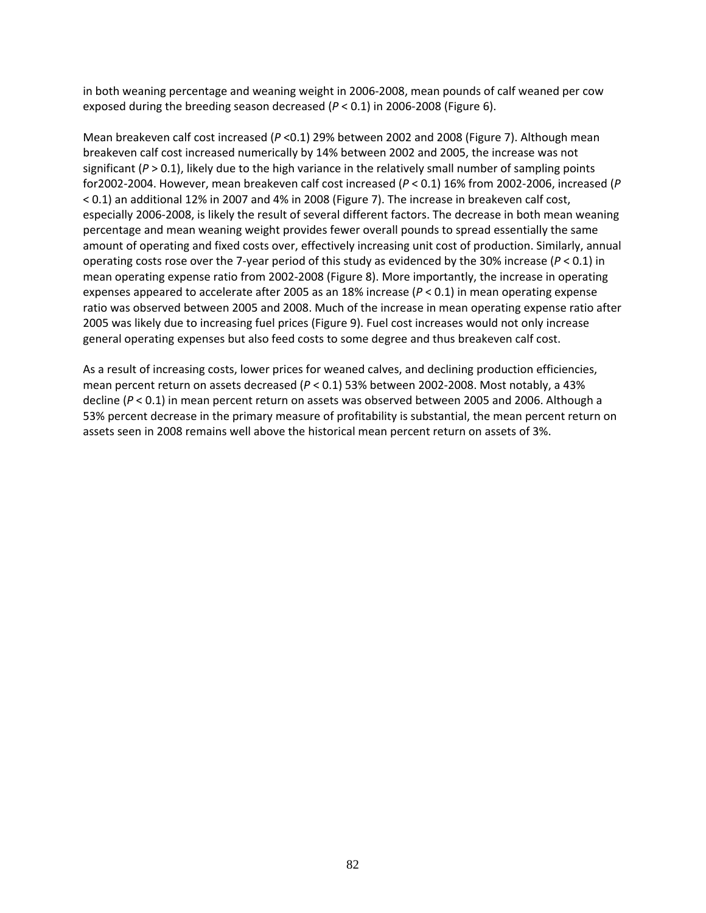in both weaning percentage and weaning weight in 2006-2008, mean pounds of calf weaned per cow exposed during the breeding season decreased (*P* < 0.1) in 2006-2008 (Figure 6).

Mean breakeven calf cost increased (*P* <0.1) 29% between 2002 and 2008 (Figure 7). Although mean breakeven calf cost increased numerically by 14% between 2002 and 2005, the increase was not significant (*P* > 0.1), likely due to the high variance in the relatively small number of sampling points for2002-2004. However, mean breakeven calf cost increased (*P* < 0.1) 16% from 2002-2006, increased (*P* < 0.1) an additional 12% in 2007 and 4% in 2008 (Figure 7). The increase in breakeven calf cost, especially 2006-2008, is likely the result of several different factors. The decrease in both mean weaning percentage and mean weaning weight provides fewer overall pounds to spread essentially the same amount of operating and fixed costs over, effectively increasing unit cost of production. Similarly, annual operating costs rose over the 7-year period of this study as evidenced by the 30% increase (*P* < 0.1) in mean operating expense ratio from 2002-2008 (Figure 8). More importantly, the increase in operating expenses appeared to accelerate after 2005 as an 18% increase (*P* < 0.1) in mean operating expense ratio was observed between 2005 and 2008. Much of the increase in mean operating expense ratio after 2005 was likely due to increasing fuel prices (Figure 9). Fuel cost increases would not only increase general operating expenses but also feed costs to some degree and thus breakeven calf cost.

As a result of increasing costs, lower prices for weaned calves, and declining production efficiencies, mean percent return on assets decreased (*P* < 0.1) 53% between 2002-2008. Most notably, a 43% decline (*P* < 0.1) in mean percent return on assets was observed between 2005 and 2006. Although a 53% percent decrease in the primary measure of profitability is substantial, the mean percent return on assets seen in 2008 remains well above the historical mean percent return on assets of 3%.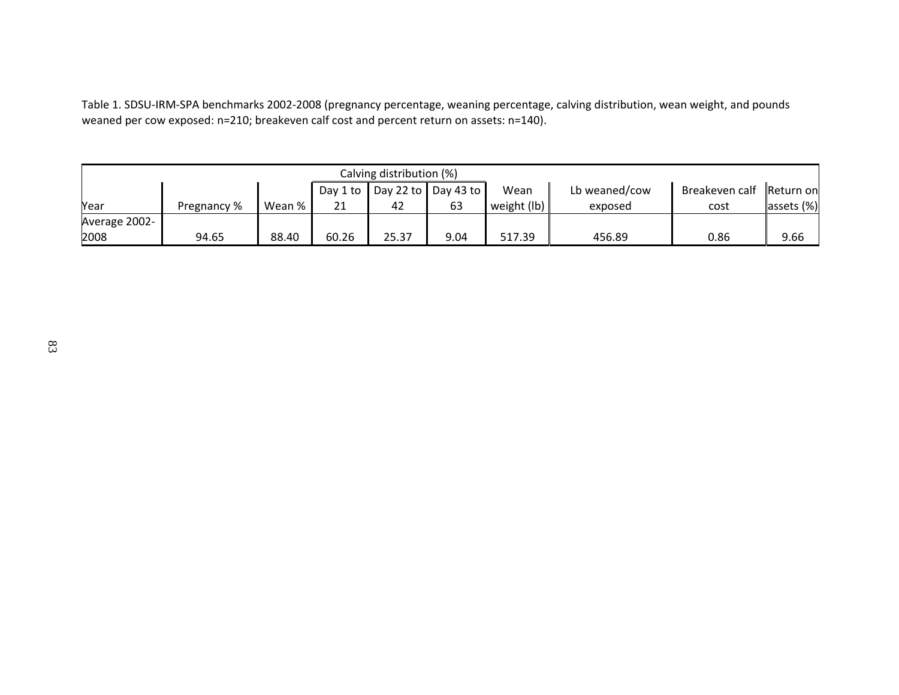Table 1. SDSU-IRM-SPA benchmarks 2002-2008 (pregnancy percentage, weaning percentage, calving distribution, wean weight, and pounds weaned per cow exposed: n=210; breakeven calf cost and percent return on assets: n=140).

| | | | Calving distribution (%) | | | | | | |
|---|---|---|---|---|---|---|---|---|---|
| Year | Pregnancy % | Wean % | Day 1 to 21 | Day 22 to 42 | Day 43 to 63 | Wean weight (lb) | Lb weaned/cow exposed | Breakeven calf cost | Return on assets (%) |
| Average 2002-2008 | 94.65 | 88.40 | 60.26 | 25.37 | 9.04 | 517.39 | 456.89 | 0.86 | 9.66 |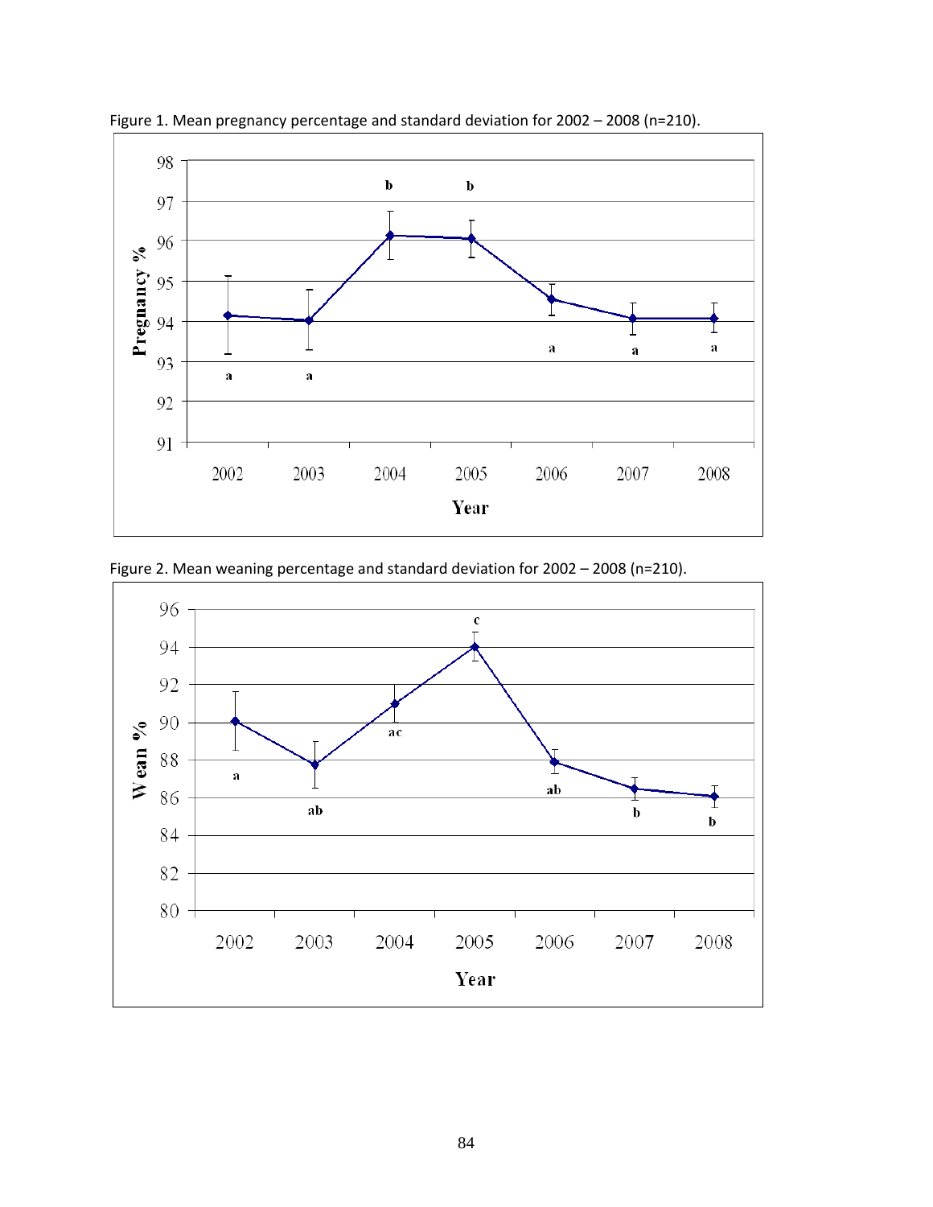Figure 1. Mean pregnancy percentage and standard deviation for 2002 – 2008 (n=210).

Figure 2. Mean weaning percentage and standard deviation for 2002 – 2008 (n=210).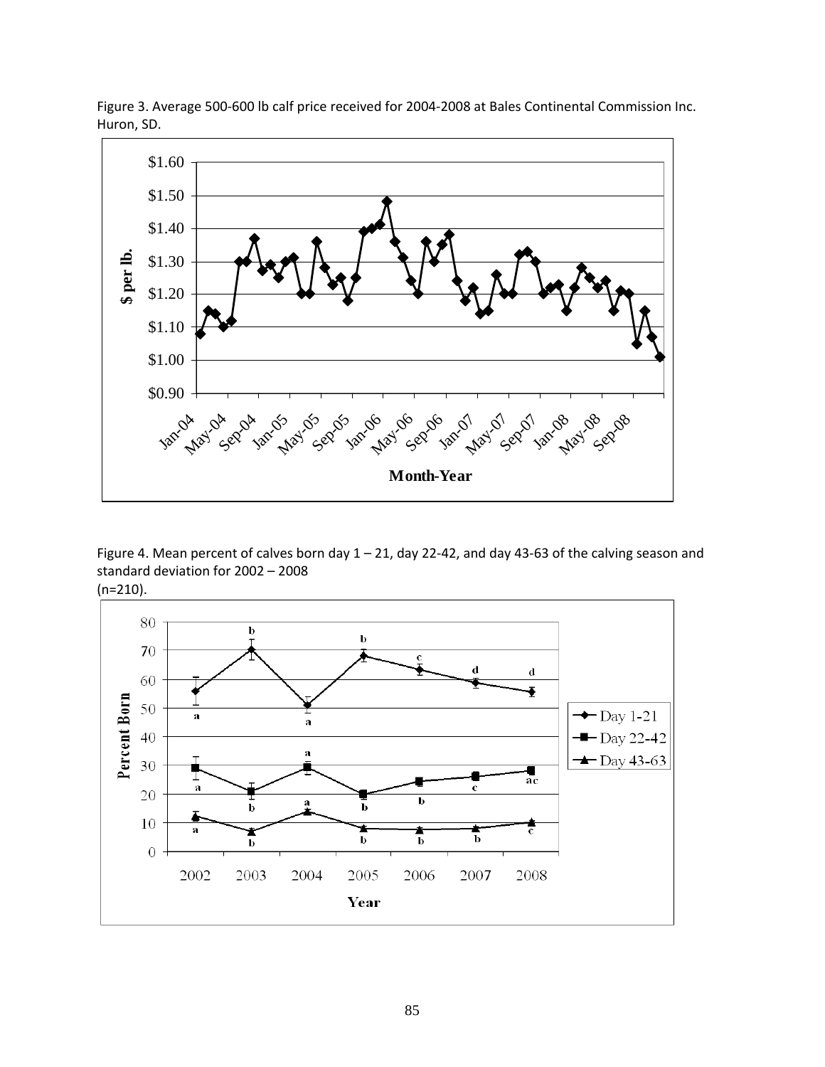Figure 3. Average 500-600 lb calf price received for 2004-2008 at Bales Continental Commission Inc. Huron, SD.

Figure 4. Mean percent of calves born day 1 – 21, day 22-42, and day 43-63 of the calving season and standard deviation for 2002 – 2008
(n=210).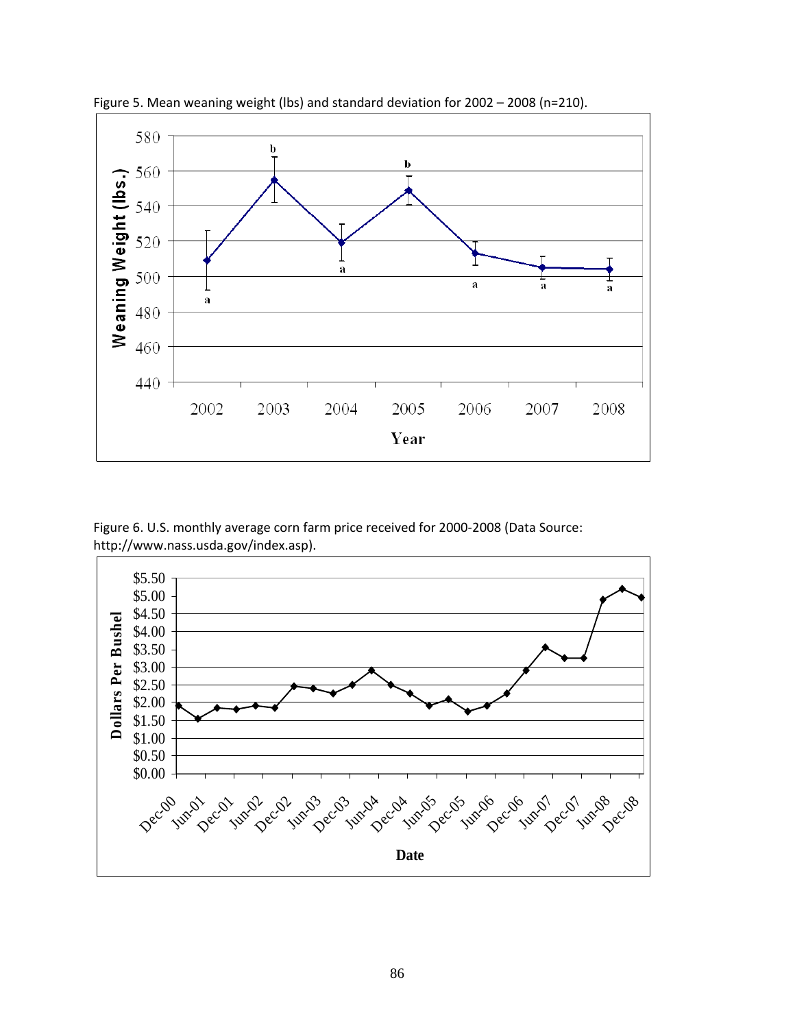Figure 5. Mean weaning weight (lbs) and standard deviation for 2002 – 2008 (n=210).

Figure 6. U.S. monthly average corn farm price received for 2000-2008 (Data Source: http://www.nass.usda.gov/index.asp).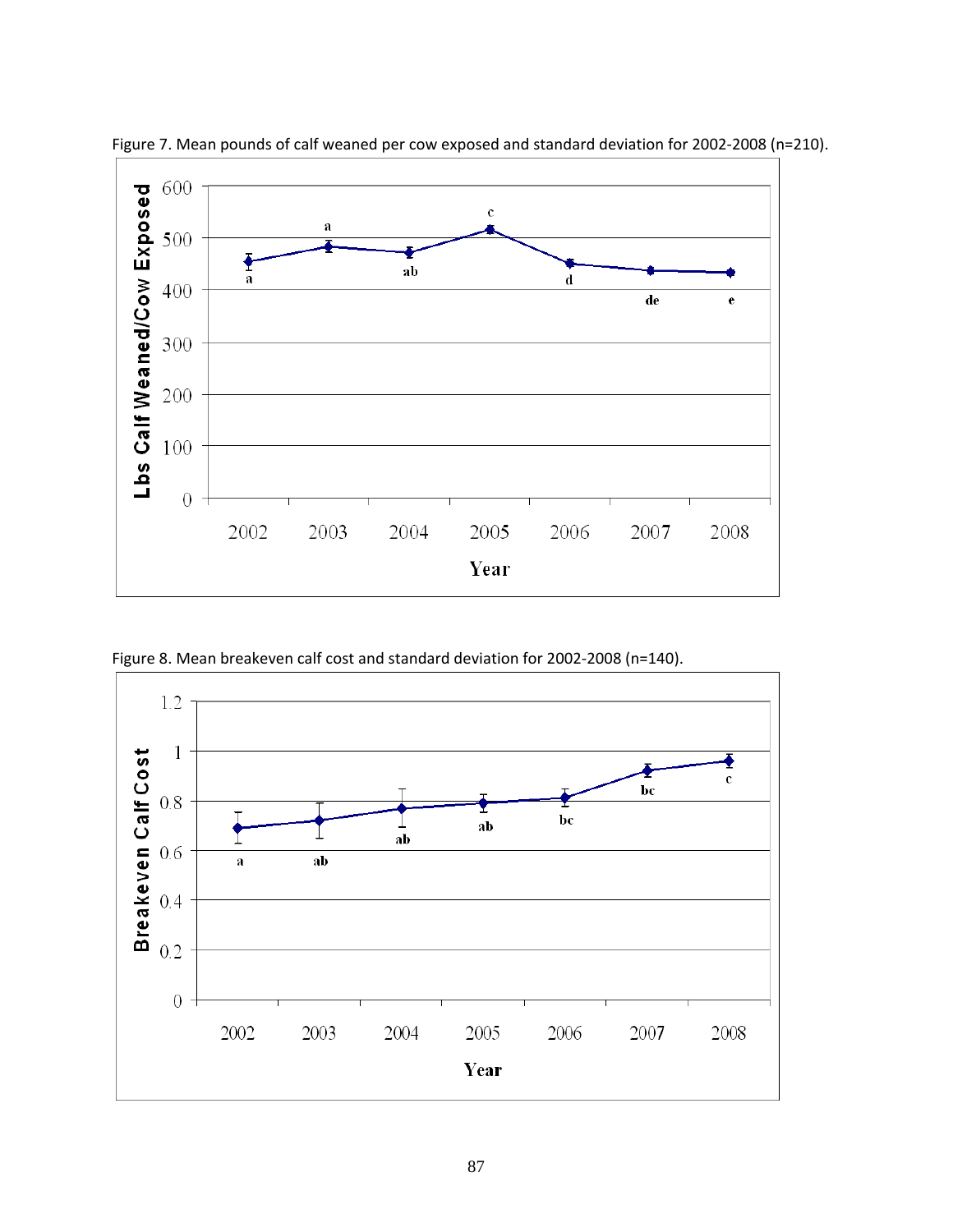Figure 7. Mean pounds of calf weaned per cow exposed and standard deviation for 2002-2008 (n=210).

Figure 8. Mean breakeven calf cost and standard deviation for 2002-2008 (n=140).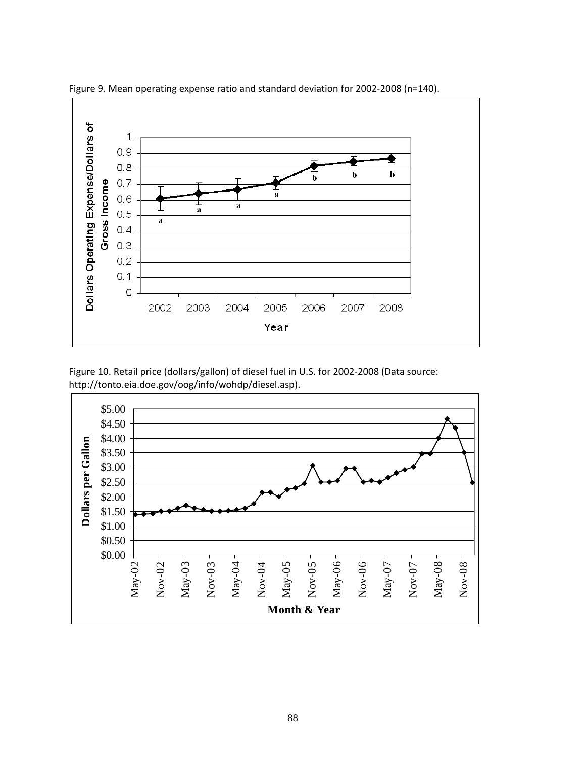Figure 9. Mean operating expense ratio and standard deviation for 2002-2008 (n=140).

Figure 10. Retail price (dollars/gallon) of diesel fuel in U.S. for 2002-2008 (Data source: http://tonto.eia.doe.gov/oog/info/wohdp/diesel.asp).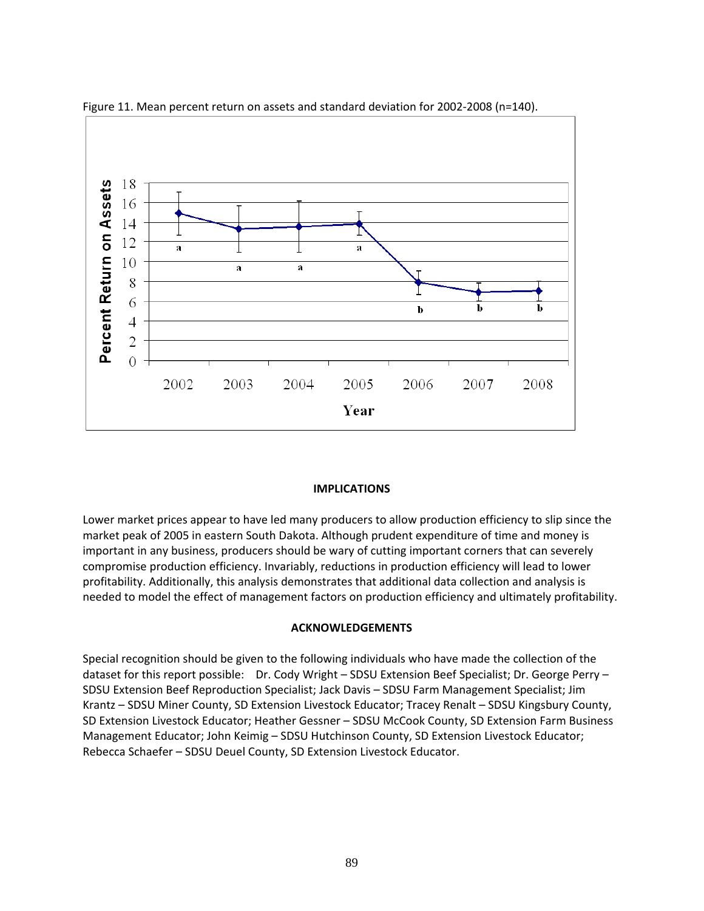Figure 11. Mean percent return on assets and standard deviation for 2002-2008 (n=140).

Percent Return on Assets

18
16
14
12
10
8
6
4
2
0

a a a a b b b

2002 2003 2004 2005 2006 2007 2008

Year

## IMPLICATIONS

Lower market prices appear to have led many producers to allow production efficiency to slip since the market peak of 2005 in eastern South Dakota. Although prudent expenditure of time and money is important in any business, producers should be wary of cutting important corners that can severely compromise production efficiency. Invariably, reductions in production efficiency will lead to lower profitability. Additionally, this analysis demonstrates that additional data collection and analysis is needed to model the effect of management factors on production efficiency and ultimately profitability.

## ACKNOWLEDGEMENTS

Special recognition should be given to the following individuals who have made the collection of the dataset for this report possible: Dr. Cody Wright – SDSU Extension Beef Specialist; Dr. George Perry – SDSU Extension Beef Reproduction Specialist; Jack Davis – SDSU Farm Management Specialist; Jim Krantz – SDSU Miner County, SD Extension Livestock Educator; Tracey Renalt – SDSU Kingsbury County, SD Extension Livestock Educator; Heather Gessner – SDSU McCook County, SD Extension Farm Business Management Educator; John Keimig – SDSU Hutchinson County, SD Extension Livestock Educator; Rebecca Schaefer – SDSU Deuel County, SD Extension Livestock Educator.